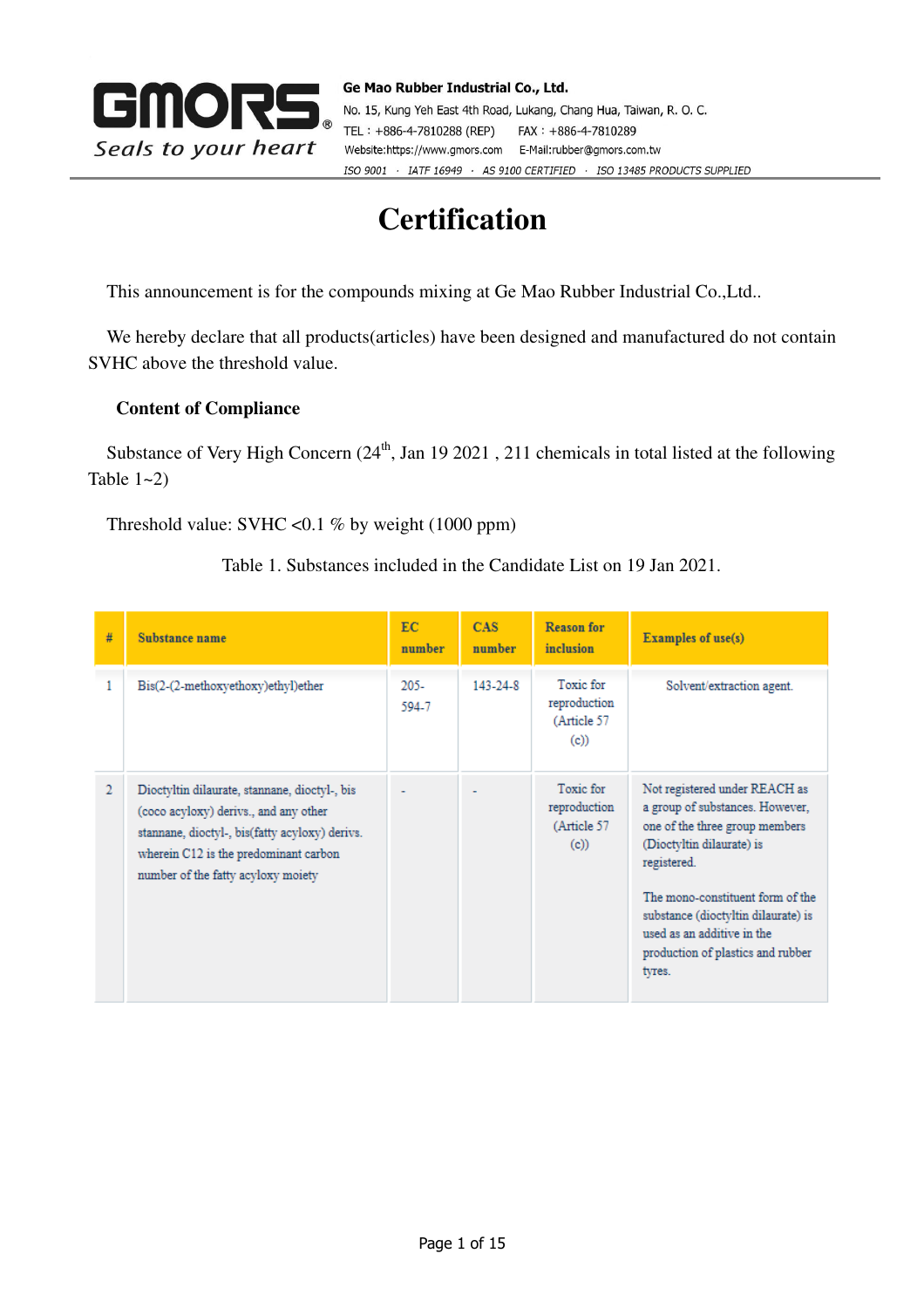**GMORS®**
*Seals to your heart*

**Ge Mao Rubber Industrial Co., Ltd.**
No. 15, Kung Yeh East 4th Road, Lukang, Chang Hua, Taiwan, R. O. C.
TEL：+886-4-7810288 (REP)　　FAX：+886-4-7810289
Website:https://www.gmors.com　　E-Mail:rubber@gmors.com.tw
*ISO 9001 · IATF 16949 · AS 9100 CERTIFIED · ISO 13485 PRODUCTS SUPPLIED*

# Certification

This announcement is for the compounds mixing at Ge Mao Rubber Industrial Co.,Ltd..

We hereby declare that all products(articles) have been designed and manufactured do not contain SVHC above the threshold value.

**Content of Compliance**

Substance of Very High Concern (24th, Jan 19 2021 , 211 chemicals in total listed at the following Table 1~2)

Threshold value: SVHC <0.1 % by weight (1000 ppm)

Table 1. Substances included in the Candidate List on 19 Jan 2021.

| # | Substance name | EC number | CAS number | Reason for inclusion | Examples of use(s) |
|---|---|---|---|---|---|
| 1 | Bis(2-(2-methoxyethoxy)ethyl)ether | 205-594-7 | 143-24-8 | Toxic for reproduction (Article 57 (c)) | Solvent/extraction agent. |
| 2 | Dioctyltin dilaurate, stannane, dioctyl-, bis (coco acyloxy) derivs., and any other stannane, dioctyl-, bis(fatty acyloxy) derivs. wherein C12 is the predominant carbon number of the fatty acyloxy moiety | - | - | Toxic for reproduction (Article 57 (c)) | Not registered under REACH as a group of substances. However, one of the three group members (Dioctyltin dilaurate) is registered.<br><br>The mono-constituent form of the substance (dioctyltin dilaurate) is used as an additive in the production of plastics and rubber tyres. |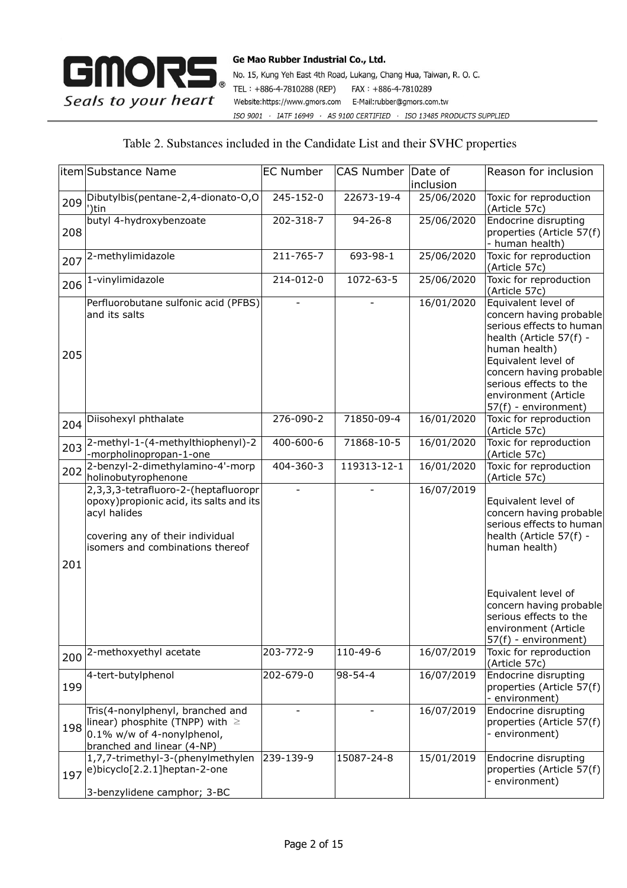Table 2. Substances included in the Candidate List and their SVHC properties

| item | Substance Name | EC Number | CAS Number | Date of inclusion | Reason for inclusion |
|---|---|---|---|---|---|
| 209 | Dibutylbis(pentane-2,4-dionato-O,O')tin | 245-152-0 | 22673-19-4 | 25/06/2020 | Toxic for reproduction (Article 57c) |
| 208 | butyl 4-hydroxybenzoate | 202-318-7 | 94-26-8 | 25/06/2020 | Endocrine disrupting properties (Article 57(f) - human health) |
| 207 | 2-methylimidazole | 211-765-7 | 693-98-1 | 25/06/2020 | Toxic for reproduction (Article 57c) |
| 206 | 1-vinylimidazole | 214-012-0 | 1072-63-5 | 25/06/2020 | Toxic for reproduction (Article 57c) |
| 205 | Perfluorobutane sulfonic acid (PFBS) and its salts | - | - | 16/01/2020 | Equivalent level of concern having probable serious effects to human health (Article 57(f) - human health) Equivalent level of concern having probable serious effects to the environment (Article 57(f) - environment) |
| 204 | Diisohexyl phthalate | 276-090-2 | 71850-09-4 | 16/01/2020 | Toxic for reproduction (Article 57c) |
| 203 | 2-methyl-1-(4-methylthiophenyl)-2-morpholinopropan-1-one | 400-600-6 | 71868-10-5 | 16/01/2020 | Toxic for reproduction (Article 57c) |
| 202 | 2-benzyl-2-dimethylamino-4'-morpholinobutyrophenone | 404-360-3 | 119313-12-1 | 16/01/2020 | Toxic for reproduction (Article 57c) |
| 201 | 2,3,3,3-tetrafluoro-2-(heptafluoropropoxy)propionic acid, its salts and its acyl halides<br><br>covering any of their individual isomers and combinations thereof | - | - | 16/07/2019 | Equivalent level of concern having probable serious effects to human health (Article 57(f) - human health)<br><br>Equivalent level of concern having probable serious effects to the environment (Article 57(f) - environment) |
| 200 | 2-methoxyethyl acetate | 203-772-9 | 110-49-6 | 16/07/2019 | Toxic for reproduction (Article 57c) |
| 199 | 4-tert-butylphenol | 202-679-0 | 98-54-4 | 16/07/2019 | Endocrine disrupting properties (Article 57(f) - environment) |
| 198 | Tris(4-nonylphenyl, branched and linear) phosphite (TNPP) with ≥ 0.1% w/w of 4-nonylphenol, branched and linear (4-NP) | - | - | 16/07/2019 | Endocrine disrupting properties (Article 57(f) - environment) |
| 197 | 1,7,7-trimethyl-3-(phenylmethylene)bicyclo[2.2.1]heptan-2-one<br><br>3-benzylidene camphor; 3-BC | 239-139-9 | 15087-24-8 | 15/01/2019 | Endocrine disrupting properties (Article 57(f) - environment) |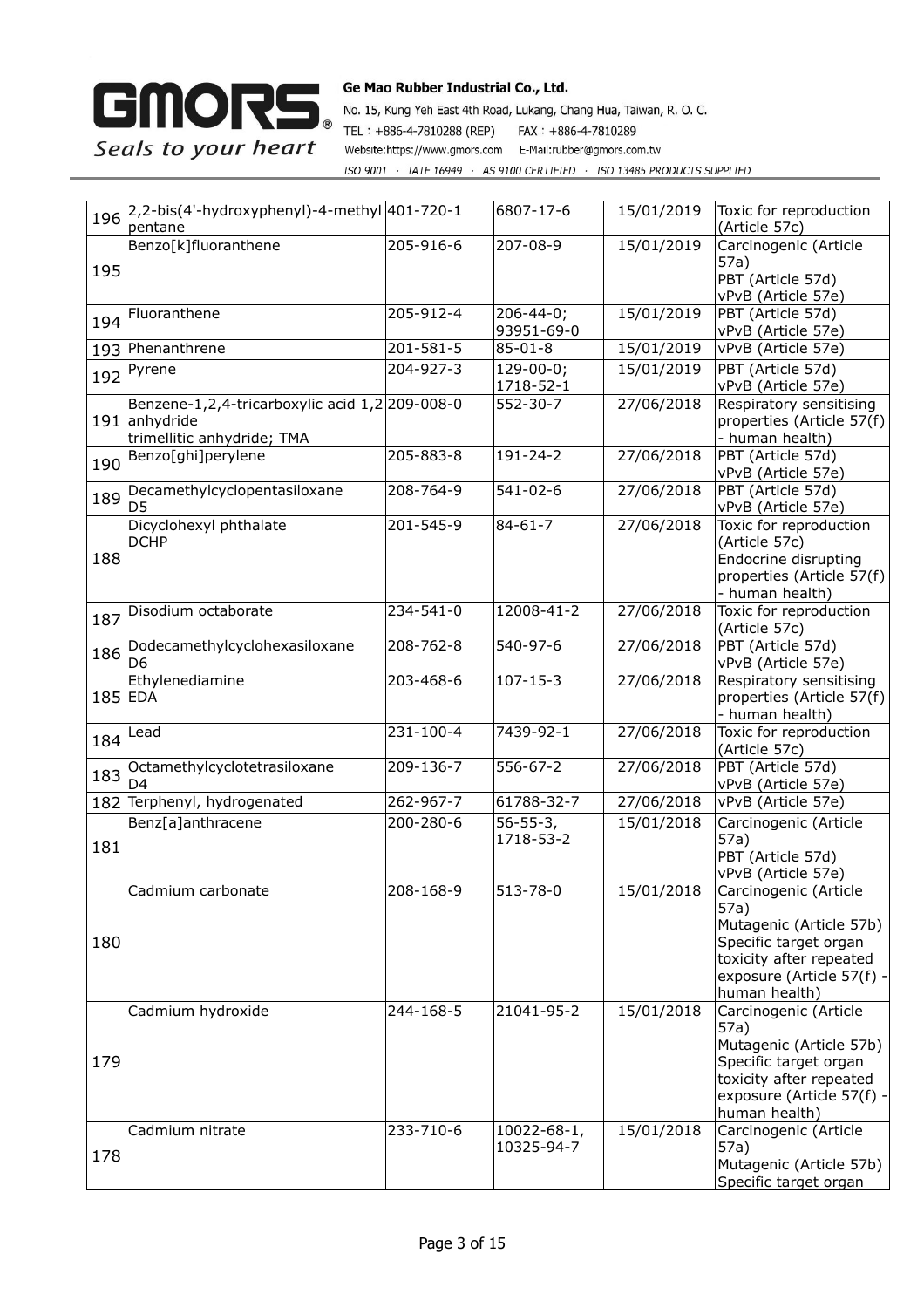| | | | | | |
|---|---|---|---|---|---|
| 196 | 2,2-bis(4'-hydroxyphenyl)-4-methyl pentane | 401-720-1 | 6807-17-6 | 15/01/2019 | Toxic for reproduction (Article 57c) |
| 195 | Benzo[k]fluoranthene | 205-916-6 | 207-08-9 | 15/01/2019 | Carcinogenic (Article 57a)<br>PBT (Article 57d)<br>vPvB (Article 57e) |
| 194 | Fluoranthene | 205-912-4 | 206-44-0;<br>93951-69-0 | 15/01/2019 | PBT (Article 57d)<br>vPvB (Article 57e) |
| 193 | Phenanthrene | 201-581-5 | 85-01-8 | 15/01/2019 | vPvB (Article 57e) |
| 192 | Pyrene | 204-927-3 | 129-00-0;<br>1718-52-1 | 15/01/2019 | PBT (Article 57d)<br>vPvB (Article 57e) |
| 191 | Benzene-1,2,4-tricarboxylic acid 1,2 anhydride<br>trimellitic anhydride; TMA | 209-008-0 | 552-30-7 | 27/06/2018 | Respiratory sensitising properties (Article 57(f) - human health) |
| 190 | Benzo[ghi]perylene | 205-883-8 | 191-24-2 | 27/06/2018 | PBT (Article 57d)<br>vPvB (Article 57e) |
| 189 | Decamethylcyclopentasiloxane<br>D5 | 208-764-9 | 541-02-6 | 27/06/2018 | PBT (Article 57d)<br>vPvB (Article 57e) |
| 188 | Dicyclohexyl phthalate<br>DCHP | 201-545-9 | 84-61-7 | 27/06/2018 | Toxic for reproduction (Article 57c)<br>Endocrine disrupting properties (Article 57(f) - human health) |
| 187 | Disodium octaborate | 234-541-0 | 12008-41-2 | 27/06/2018 | Toxic for reproduction (Article 57c) |
| 186 | Dodecamethylcyclohexasiloxane<br>D6 | 208-762-8 | 540-97-6 | 27/06/2018 | PBT (Article 57d)<br>vPvB (Article 57e) |
| 185 | Ethylenediamine<br>EDA | 203-468-6 | 107-15-3 | 27/06/2018 | Respiratory sensitising properties (Article 57(f) - human health) |
| 184 | Lead | 231-100-4 | 7439-92-1 | 27/06/2018 | Toxic for reproduction (Article 57c) |
| 183 | Octamethylcyclotetrasiloxane<br>D4 | 209-136-7 | 556-67-2 | 27/06/2018 | PBT (Article 57d)<br>vPvB (Article 57e) |
| 182 | Terphenyl, hydrogenated | 262-967-7 | 61788-32-7 | 27/06/2018 | vPvB (Article 57e) |
| 181 | Benz[a]anthracene | 200-280-6 | 56-55-3,<br>1718-53-2 | 15/01/2018 | Carcinogenic (Article 57a)<br>PBT (Article 57d)<br>vPvB (Article 57e) |
| 180 | Cadmium carbonate | 208-168-9 | 513-78-0 | 15/01/2018 | Carcinogenic (Article 57a)<br>Mutagenic (Article 57b)<br>Specific target organ toxicity after repeated exposure (Article 57(f) - human health) |
| 179 | Cadmium hydroxide | 244-168-5 | 21041-95-2 | 15/01/2018 | Carcinogenic (Article 57a)<br>Mutagenic (Article 57b)<br>Specific target organ toxicity after repeated exposure (Article 57(f) - human health) |
| 178 | Cadmium nitrate | 233-710-6 | 10022-68-1,<br>10325-94-7 | 15/01/2018 | Carcinogenic (Article 57a)<br>Mutagenic (Article 57b)<br>Specific target organ |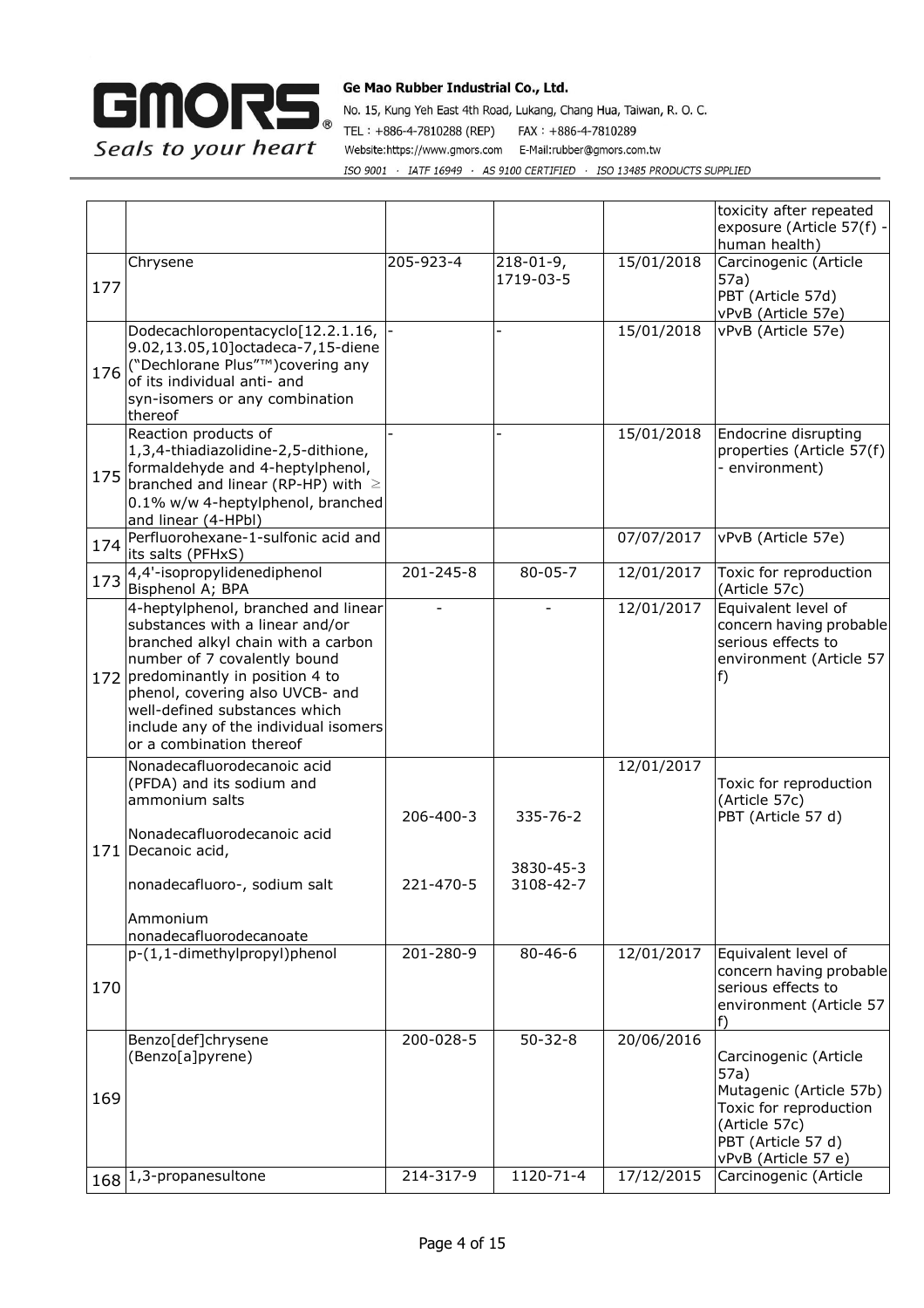| | | | | | |
|---|---|---|---|---|---|
| | | | | | toxicity after repeated exposure (Article 57(f) - human health) |
| 177 | Chrysene | 205-923-4 | 218-01-9, 1719-03-5 | 15/01/2018 | Carcinogenic (Article 57a)<br>PBT (Article 57d)<br>vPvB (Article 57e) |
| 176 | Dodecachloropentacyclo[12.2.1.16, 9.02,13.05,10]octadeca-7,15-diene ("Dechlorane Plus"™)covering any of its individual anti- and syn-isomers or any combination thereof | - | - | 15/01/2018 | vPvB (Article 57e) |
| 175 | Reaction products of 1,3,4-thiadiazolidine-2,5-dithione, formaldehyde and 4-heptylphenol, branched and linear (RP-HP) with ≥ 0.1% w/w 4-heptylphenol, branched and linear (4-HPbl) | - | - | 15/01/2018 | Endocrine disrupting properties (Article 57(f) - environment) |
| 174 | Perfluorohexane-1-sulfonic acid and its salts (PFHxS) | | | 07/07/2017 | vPvB (Article 57e) |
| 173 | 4,4'-isopropylidenediphenol Bisphenol A; BPA | 201-245-8 | 80-05-7 | 12/01/2017 | Toxic for reproduction (Article 57c) |
| 172 | 4-heptylphenol, branched and linear substances with a linear and/or branched alkyl chain with a carbon number of 7 covalently bound predominantly in position 4 to phenol, covering also UVCB- and well-defined substances which include any of the individual isomers or a combination thereof | - | - | 12/01/2017 | Equivalent level of concern having probable serious effects to environment (Article 57 f) |
| 171 | Nonadecafluorodecanoic acid (PFDA) and its sodium and ammonium salts<br><br>Nonadecafluorodecanoic acid Decanoic acid,<br><br>nonadecafluoro-, sodium salt<br><br>Ammonium nonadecafluorodecanoate | 206-400-3<br><br>221-470-5 | 335-76-2<br><br>3830-45-3<br>3108-42-7 | 12/01/2017 | Toxic for reproduction (Article 57c)<br>PBT (Article 57 d) |
| 170 | p-(1,1-dimethylpropyl)phenol | 201-280-9 | 80-46-6 | 12/01/2017 | Equivalent level of concern having probable serious effects to environment (Article 57 f) |
| 169 | Benzo[def]chrysene (Benzo[a]pyrene) | 200-028-5 | 50-32-8 | 20/06/2016 | Carcinogenic (Article 57a)<br>Mutagenic (Article 57b)<br>Toxic for reproduction (Article 57c)<br>PBT (Article 57 d)<br>vPvB (Article 57 e) |
| 168 | 1,3-propanesultone | 214-317-9 | 1120-71-4 | 17/12/2015 | Carcinogenic (Article |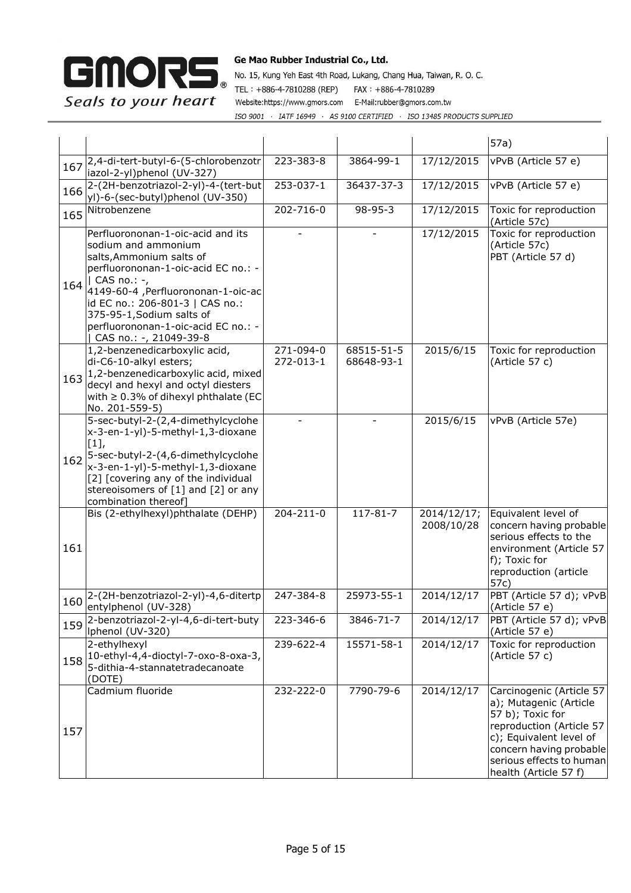| | | | | | 57a) |
|---|---|---|---|---|---|
| 167 | 2,4-di-tert-butyl-6-(5-chlorobenzotriazol-2-yl)phenol (UV-327) | 223-383-8 | 3864-99-1 | 17/12/2015 | vPvB (Article 57 e) |
| 166 | 2-(2H-benzotriazol-2-yl)-4-(tert-butyl)-6-(sec-butyl)phenol (UV-350) | 253-037-1 | 36437-37-3 | 17/12/2015 | vPvB (Article 57 e) |
| 165 | Nitrobenzene | 202-716-0 | 98-95-3 | 17/12/2015 | Toxic for reproduction (Article 57c) |
| 164 | Perfluorononan-1-oic-acid and its sodium and ammonium salts,Ammonium salts of perfluorononan-1-oic-acid EC no.: - \| CAS no.: -, 4149-60-4 ,Perfluorononan-1-oic-acid EC no.: 206-801-3 \| CAS no.: 375-95-1,Sodium salts of perfluorononan-1-oic-acid EC no.: - \| CAS no.: -, 21049-39-8 | - | - | 17/12/2015 | Toxic for reproduction (Article 57c)<br>PBT (Article 57 d) |
| 163 | 1,2-benzenedicarboxylic acid, di-C6-10-alkyl esters; 1,2-benzenedicarboxylic acid, mixed decyl and hexyl and octyl diesters with ≥ 0.3% of dihexyl phthalate (EC No. 201-559-5) | 271-094-0<br>272-013-1 | 68515-51-5<br>68648-93-1 | 2015/6/15 | Toxic for reproduction (Article 57 c) |
| 162 | 5-sec-butyl-2-(2,4-dimethylcyclohex-3-en-1-yl)-5-methyl-1,3-dioxane [1], 5-sec-butyl-2-(4,6-dimethylcyclohex-3-en-1-yl)-5-methyl-1,3-dioxane [2] [covering any of the individual stereoisomers of [1] and [2] or any combination thereof] | - | - | 2015/6/15 | vPvB (Article 57e) |
| 161 | Bis (2-ethylhexyl)phthalate (DEHP) | 204-211-0 | 117-81-7 | 2014/12/17;<br>2008/10/28 | Equivalent level of concern having probable serious effects to the environment (Article 57 f); Toxic for reproduction (article 57c) |
| 160 | 2-(2H-benzotriazol-2-yl)-4,6-ditertpentylphenol (UV-328) | 247-384-8 | 25973-55-1 | 2014/12/17 | PBT (Article 57 d); vPvB (Article 57 e) |
| 159 | 2-benzotriazol-2-yl-4,6-di-tert-butylphenol (UV-320) | 223-346-6 | 3846-71-7 | 2014/12/17 | PBT (Article 57 d); vPvB (Article 57 e) |
| 158 | 2-ethylhexyl 10-ethyl-4,4-dioctyl-7-oxo-8-oxa-3,5-dithia-4-stannatetradecanoate (DOTE) | 239-622-4 | 15571-58-1 | 2014/12/17 | Toxic for reproduction (Article 57 c) |
| 157 | Cadmium fluoride | 232-222-0 | 7790-79-6 | 2014/12/17 | Carcinogenic (Article 57 a); Mutagenic (Article 57 b); Toxic for reproduction (Article 57 c); Equivalent level of concern having probable serious effects to human health (Article 57 f) |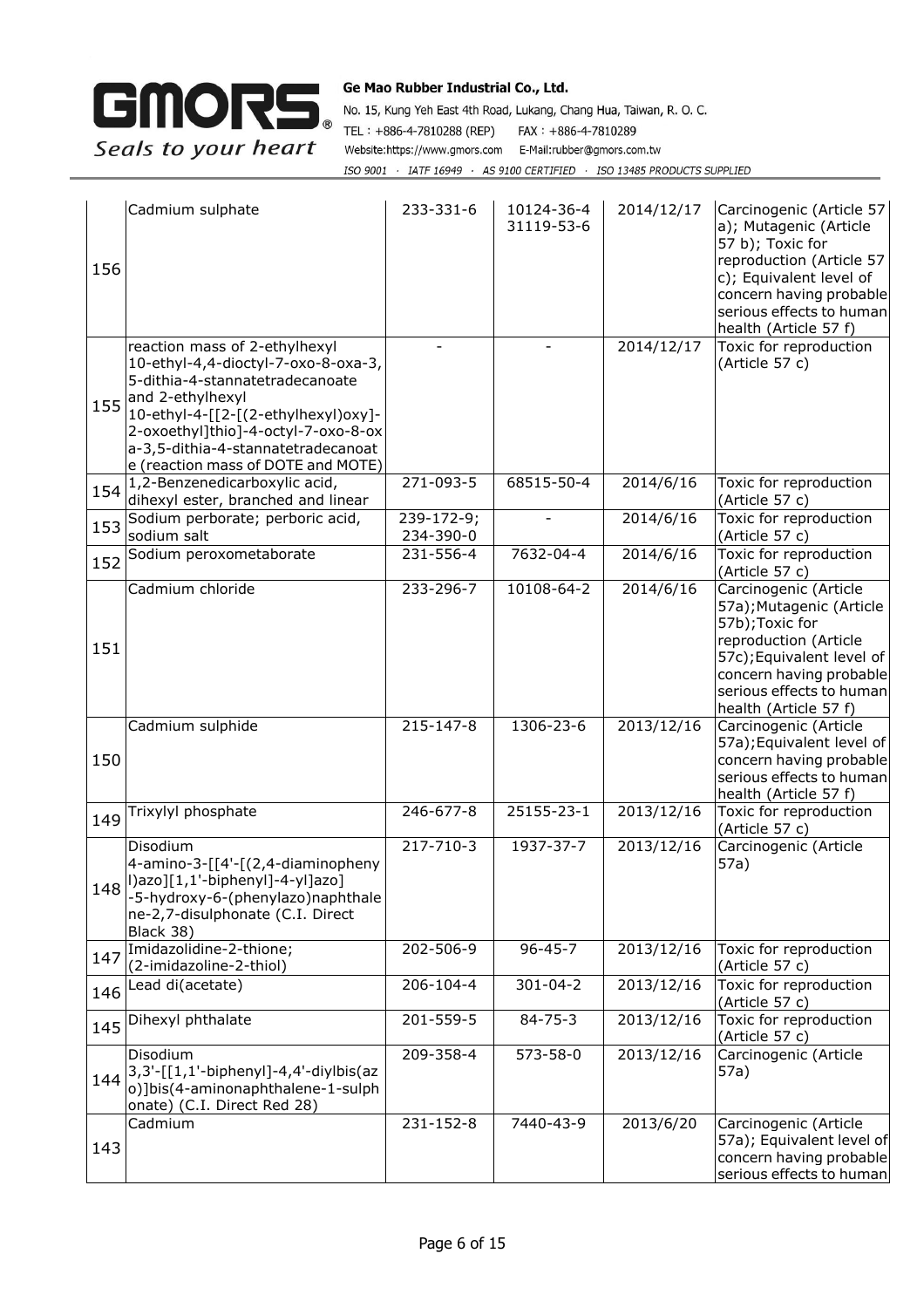| 156 | Cadmium sulphate | 233-331-6 | 10124-36-4 31119-53-6 | 2014/12/17 | Carcinogenic (Article 57 a); Mutagenic (Article 57 b); Toxic for reproduction (Article 57 c); Equivalent level of concern having probable serious effects to human health (Article 57 f) |
|---|---|---|---|---|---|
| 155 | reaction mass of 2-ethylhexyl 10-ethyl-4,4-dioctyl-7-oxo-8-oxa-3,5-dithia-4-stannatetradecanoate and 2-ethylhexyl 10-ethyl-4-[[2-[(2-ethylhexyl)oxy]-2-oxoethyl]thio]-4-octyl-7-oxo-8-oxa-3,5-dithia-4-stannatetradecanoate (reaction mass of DOTE and MOTE) | - | - | 2014/12/17 | Toxic for reproduction (Article 57 c) |
| 154 | 1,2-Benzenedicarboxylic acid, dihexyl ester, branched and linear | 271-093-5 | 68515-50-4 | 2014/6/16 | Toxic for reproduction (Article 57 c) |
| 153 | Sodium perborate; perboric acid, sodium salt | 239-172-9; 234-390-0 | - | 2014/6/16 | Toxic for reproduction (Article 57 c) |
| 152 | Sodium peroxometaborate | 231-556-4 | 7632-04-4 | 2014/6/16 | Toxic for reproduction (Article 57 c) |
| 151 | Cadmium chloride | 233-296-7 | 10108-64-2 | 2014/6/16 | Carcinogenic (Article 57a);Mutagenic (Article 57b);Toxic for reproduction (Article 57c);Equivalent level of concern having probable serious effects to human health (Article 57 f) |
| 150 | Cadmium sulphide | 215-147-8 | 1306-23-6 | 2013/12/16 | Carcinogenic (Article 57a);Equivalent level of concern having probable serious effects to human health (Article 57 f) |
| 149 | Trixylyl phosphate | 246-677-8 | 25155-23-1 | 2013/12/16 | Toxic for reproduction (Article 57 c) |
| 148 | Disodium 4-amino-3-[[4'-[(2,4-diaminophenyl)azo][1,1'-biphenyl]-4-yl]azo]-5-hydroxy-6-(phenylazo)naphthalene-2,7-disulphonate (C.I. Direct Black 38) | 217-710-3 | 1937-37-7 | 2013/12/16 | Carcinogenic (Article 57a) |
| 147 | Imidazolidine-2-thione; (2-imidazoline-2-thiol) | 202-506-9 | 96-45-7 | 2013/12/16 | Toxic for reproduction (Article 57 c) |
| 146 | Lead di(acetate) | 206-104-4 | 301-04-2 | 2013/12/16 | Toxic for reproduction (Article 57 c) |
| 145 | Dihexyl phthalate | 201-559-5 | 84-75-3 | 2013/12/16 | Toxic for reproduction (Article 57 c) |
| 144 | Disodium 3,3'-[[1,1'-biphenyl]-4,4'-diylbis(azo)]bis(4-aminonaphthalene-1-sulphonate) (C.I. Direct Red 28) | 209-358-4 | 573-58-0 | 2013/12/16 | Carcinogenic (Article 57a) |
| 143 | Cadmium | 231-152-8 | 7440-43-9 | 2013/6/20 | Carcinogenic (Article 57a); Equivalent level of concern having probable serious effects to human |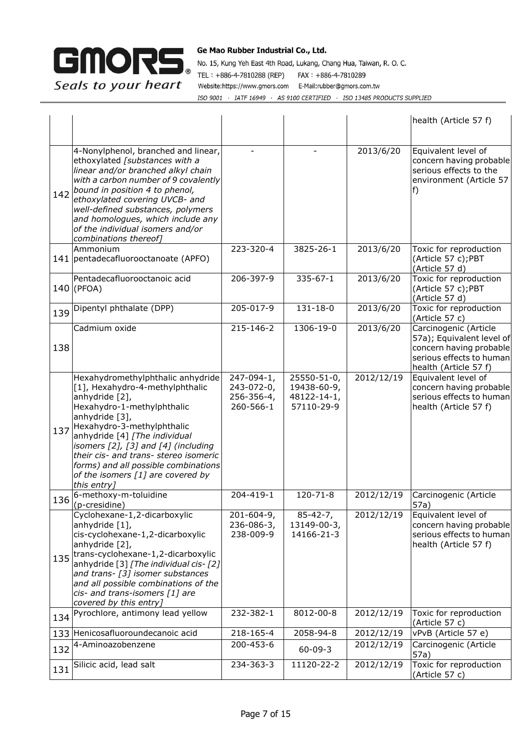| | | | | | |
|---|---|---|---|---|---|
| | | | | | health (Article 57 f) |
| 142 | 4-Nonylphenol, branched and linear, ethoxylated *[substances with a linear and/or branched alkyl chain with a carbon number of 9 covalently bound in position 4 to phenol, ethoxylated covering UVCB- and well-defined substances, polymers and homologues, which include any of the individual isomers and/or combinations thereof]* | - | - | 2013/6/20 | Equivalent level of concern having probable serious effects to the environment (Article 57 f) |
| 141 | Ammonium pentadecafluorooctanoate (APFO) | 223-320-4 | 3825-26-1 | 2013/6/20 | Toxic for reproduction (Article 57 c);PBT (Article 57 d) |
| 140 | Pentadecafluorooctanoic acid (PFOA) | 206-397-9 | 335-67-1 | 2013/6/20 | Toxic for reproduction (Article 57 c);PBT (Article 57 d) |
| 139 | Dipentyl phthalate (DPP) | 205-017-9 | 131-18-0 | 2013/6/20 | Toxic for reproduction (Article 57 c) |
| 138 | Cadmium oxide | 215-146-2 | 1306-19-0 | 2013/6/20 | Carcinogenic (Article 57a); Equivalent level of concern having probable serious effects to human health (Article 57 f) |
| 137 | Hexahydromethylphthalic anhydride [1], Hexahydro-4-methylphthalic anhydride [2], Hexahydro-1-methylphthalic anhydride [3], Hexahydro-3-methylphthalic anhydride [4] *[The individual isomers [2], [3] and [4] (including their cis- and trans- stereo isomeric forms) and all possible combinations of the isomers [1] are covered by this entry]* | 247-094-1, 243-072-0, 256-356-4, 260-566-1 | 25550-51-0, 19438-60-9, 48122-14-1, 57110-29-9 | 2012/12/19 | Equivalent level of concern having probable serious effects to human health (Article 57 f) |
| 136 | 6-methoxy-m-toluidine (p-cresidine) | 204-419-1 | 120-71-8 | 2012/12/19 | Carcinogenic (Article 57a) |
| 135 | Cyclohexane-1,2-dicarboxylic anhydride [1], cis-cyclohexane-1,2-dicarboxylic anhydride [2], trans-cyclohexane-1,2-dicarboxylic anhydride [3] *[The individual cis- [2] and trans- [3] isomer substances and all possible combinations of the cis- and trans-isomers [1] are covered by this entry]* | 201-604-9, 236-086-3, 238-009-9 | 85-42-7, 13149-00-3, 14166-21-3 | 2012/12/19 | Equivalent level of concern having probable serious effects to human health (Article 57 f) |
| 134 | Pyrochlore, antimony lead yellow | 232-382-1 | 8012-00-8 | 2012/12/19 | Toxic for reproduction (Article 57 c) |
| 133 | Henicosafluoroundecanoic acid | 218-165-4 | 2058-94-8 | 2012/12/19 | vPvB (Article 57 e) |
| 132 | 4-Aminoazobenzene | 200-453-6 | 60-09-3 | 2012/12/19 | Carcinogenic (Article 57a) |
| 131 | Silicic acid, lead salt | 234-363-3 | 11120-22-2 | 2012/12/19 | Toxic for reproduction (Article 57 c) |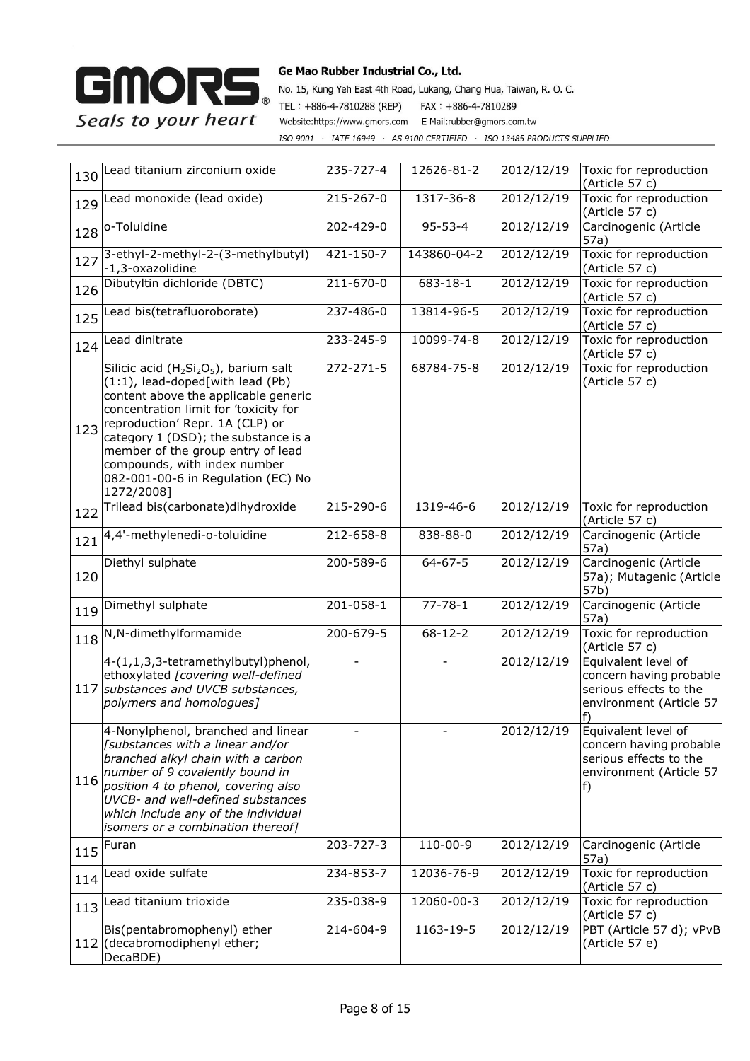| 130 | Lead titanium zirconium oxide | 235-727-4 | 12626-81-2 | 2012/12/19 | Toxic for reproduction (Article 57 c) |
|---|---|---|---|---|---|
| 129 | Lead monoxide (lead oxide) | 215-267-0 | 1317-36-8 | 2012/12/19 | Toxic for reproduction (Article 57 c) |
| 128 | o-Toluidine | 202-429-0 | 95-53-4 | 2012/12/19 | Carcinogenic (Article 57a) |
| 127 | 3-ethyl-2-methyl-2-(3-methylbutyl)-1,3-oxazolidine | 421-150-7 | 143860-04-2 | 2012/12/19 | Toxic for reproduction (Article 57 c) |
| 126 | Dibutyltin dichloride (DBTC) | 211-670-0 | 683-18-1 | 2012/12/19 | Toxic for reproduction (Article 57 c) |
| 125 | Lead bis(tetrafluoroborate) | 237-486-0 | 13814-96-5 | 2012/12/19 | Toxic for reproduction (Article 57 c) |
| 124 | Lead dinitrate | 233-245-9 | 10099-74-8 | 2012/12/19 | Toxic for reproduction (Article 57 c) |
| 123 | Silicic acid ($H_2Si_2O_5$), barium salt (1:1), lead-doped[with lead (Pb) content above the applicable generic concentration limit for 'toxicity for reproduction' Repr. 1A (CLP) or category 1 (DSD); the substance is a member of the group entry of lead compounds, with index number 082-001-00-6 in Regulation (EC) No 1272/2008] | 272-271-5 | 68784-75-8 | 2012/12/19 | Toxic for reproduction (Article 57 c) |
| 122 | Trilead bis(carbonate)dihydroxide | 215-290-6 | 1319-46-6 | 2012/12/19 | Toxic for reproduction (Article 57 c) |
| 121 | 4,4'-methylenedi-o-toluidine | 212-658-8 | 838-88-0 | 2012/12/19 | Carcinogenic (Article 57a) |
| 120 | Diethyl sulphate | 200-589-6 | 64-67-5 | 2012/12/19 | Carcinogenic (Article 57a); Mutagenic (Article 57b) |
| 119 | Dimethyl sulphate | 201-058-1 | 77-78-1 | 2012/12/19 | Carcinogenic (Article 57a) |
| 118 | N,N-dimethylformamide | 200-679-5 | 68-12-2 | 2012/12/19 | Toxic for reproduction (Article 57 c) |
| 117 | 4-(1,1,3,3-tetramethylbutyl)phenol, ethoxylated *[covering well-defined substances and UVCB substances, polymers and homologues]* | - | - | 2012/12/19 | Equivalent level of concern having probable serious effects to the environment (Article 57 f) |
| 116 | 4-Nonylphenol, branched and linear *[substances with a linear and/or branched alkyl chain with a carbon number of 9 covalently bound in position 4 to phenol, covering also UVCB- and well-defined substances which include any of the individual isomers or a combination thereof]* | - | - | 2012/12/19 | Equivalent level of concern having probable serious effects to the environment (Article 57 f) |
| 115 | Furan | 203-727-3 | 110-00-9 | 2012/12/19 | Carcinogenic (Article 57a) |
| 114 | Lead oxide sulfate | 234-853-7 | 12036-76-9 | 2012/12/19 | Toxic for reproduction (Article 57 c) |
| 113 | Lead titanium trioxide | 235-038-9 | 12060-00-3 | 2012/12/19 | Toxic for reproduction (Article 57 c) |
| 112 | Bis(pentabromophenyl) ether (decabromodiphenyl ether; DecaBDE) | 214-604-9 | 1163-19-5 | 2012/12/19 | PBT (Article 57 d); vPvB (Article 57 e) |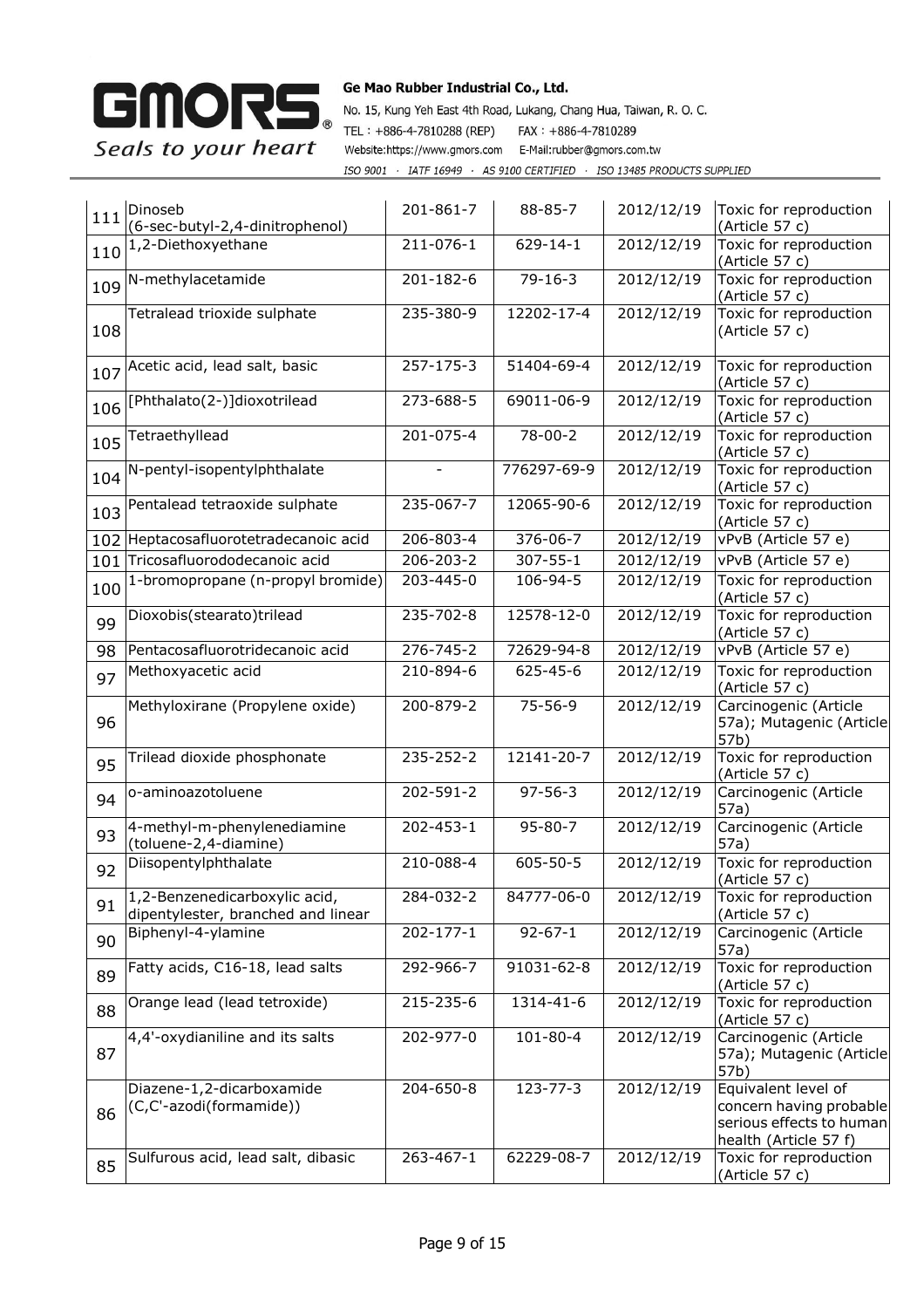| 111 | Dinoseb (6-sec-butyl-2,4-dinitrophenol) | 201-861-7 | 88-85-7 | 2012/12/19 | Toxic for reproduction (Article 57 c) |
|---|---|---|---|---|---|
| 110 | 1,2-Diethoxyethane | 211-076-1 | 629-14-1 | 2012/12/19 | Toxic for reproduction (Article 57 c) |
| 109 | N-methylacetamide | 201-182-6 | 79-16-3 | 2012/12/19 | Toxic for reproduction (Article 57 c) |
| 108 | Tetralead trioxide sulphate | 235-380-9 | 12202-17-4 | 2012/12/19 | Toxic for reproduction (Article 57 c) |
| 107 | Acetic acid, lead salt, basic | 257-175-3 | 51404-69-4 | 2012/12/19 | Toxic for reproduction (Article 57 c) |
| 106 | [Phthalato(2-)]dioxotrilead | 273-688-5 | 69011-06-9 | 2012/12/19 | Toxic for reproduction (Article 57 c) |
| 105 | Tetraethyllead | 201-075-4 | 78-00-2 | 2012/12/19 | Toxic for reproduction (Article 57 c) |
| 104 | N-pentyl-isopentylphthalate | - | 776297-69-9 | 2012/12/19 | Toxic for reproduction (Article 57 c) |
| 103 | Pentalead tetraoxide sulphate | 235-067-7 | 12065-90-6 | 2012/12/19 | Toxic for reproduction (Article 57 c) |
| 102 | Heptacosafluorotetradecanoic acid | 206-803-4 | 376-06-7 | 2012/12/19 | vPvB (Article 57 e) |
| 101 | Tricosafluorododecanoic acid | 206-203-2 | 307-55-1 | 2012/12/19 | vPvB (Article 57 e) |
| 100 | 1-bromopropane (n-propyl bromide) | 203-445-0 | 106-94-5 | 2012/12/19 | Toxic for reproduction (Article 57 c) |
| 99 | Dioxobis(stearato)trilead | 235-702-8 | 12578-12-0 | 2012/12/19 | Toxic for reproduction (Article 57 c) |
| 98 | Pentacosafluorotridecanoic acid | 276-745-2 | 72629-94-8 | 2012/12/19 | vPvB (Article 57 e) |
| 97 | Methoxyacetic acid | 210-894-6 | 625-45-6 | 2012/12/19 | Toxic for reproduction (Article 57 c) |
| 96 | Methyloxirane (Propylene oxide) | 200-879-2 | 75-56-9 | 2012/12/19 | Carcinogenic (Article 57a); Mutagenic (Article 57b) |
| 95 | Trilead dioxide phosphonate | 235-252-2 | 12141-20-7 | 2012/12/19 | Toxic for reproduction (Article 57 c) |
| 94 | o-aminoazotoluene | 202-591-2 | 97-56-3 | 2012/12/19 | Carcinogenic (Article 57a) |
| 93 | 4-methyl-m-phenylenediamine (toluene-2,4-diamine) | 202-453-1 | 95-80-7 | 2012/12/19 | Carcinogenic (Article 57a) |
| 92 | Diisopentylphthalate | 210-088-4 | 605-50-5 | 2012/12/19 | Toxic for reproduction (Article 57 c) |
| 91 | 1,2-Benzenedicarboxylic acid, dipentylester, branched and linear | 284-032-2 | 84777-06-0 | 2012/12/19 | Toxic for reproduction (Article 57 c) |
| 90 | Biphenyl-4-ylamine | 202-177-1 | 92-67-1 | 2012/12/19 | Carcinogenic (Article 57a) |
| 89 | Fatty acids, C16-18, lead salts | 292-966-7 | 91031-62-8 | 2012/12/19 | Toxic for reproduction (Article 57 c) |
| 88 | Orange lead (lead tetroxide) | 215-235-6 | 1314-41-6 | 2012/12/19 | Toxic for reproduction (Article 57 c) |
| 87 | 4,4'-oxydianiline and its salts | 202-977-0 | 101-80-4 | 2012/12/19 | Carcinogenic (Article 57a); Mutagenic (Article 57b) |
| 86 | Diazene-1,2-dicarboxamide (C,C'-azodi(formamide)) | 204-650-8 | 123-77-3 | 2012/12/19 | Equivalent level of concern having probable serious effects to human health (Article 57 f) |
| 85 | Sulfurous acid, lead salt, dibasic | 263-467-1 | 62229-08-7 | 2012/12/19 | Toxic for reproduction (Article 57 c) |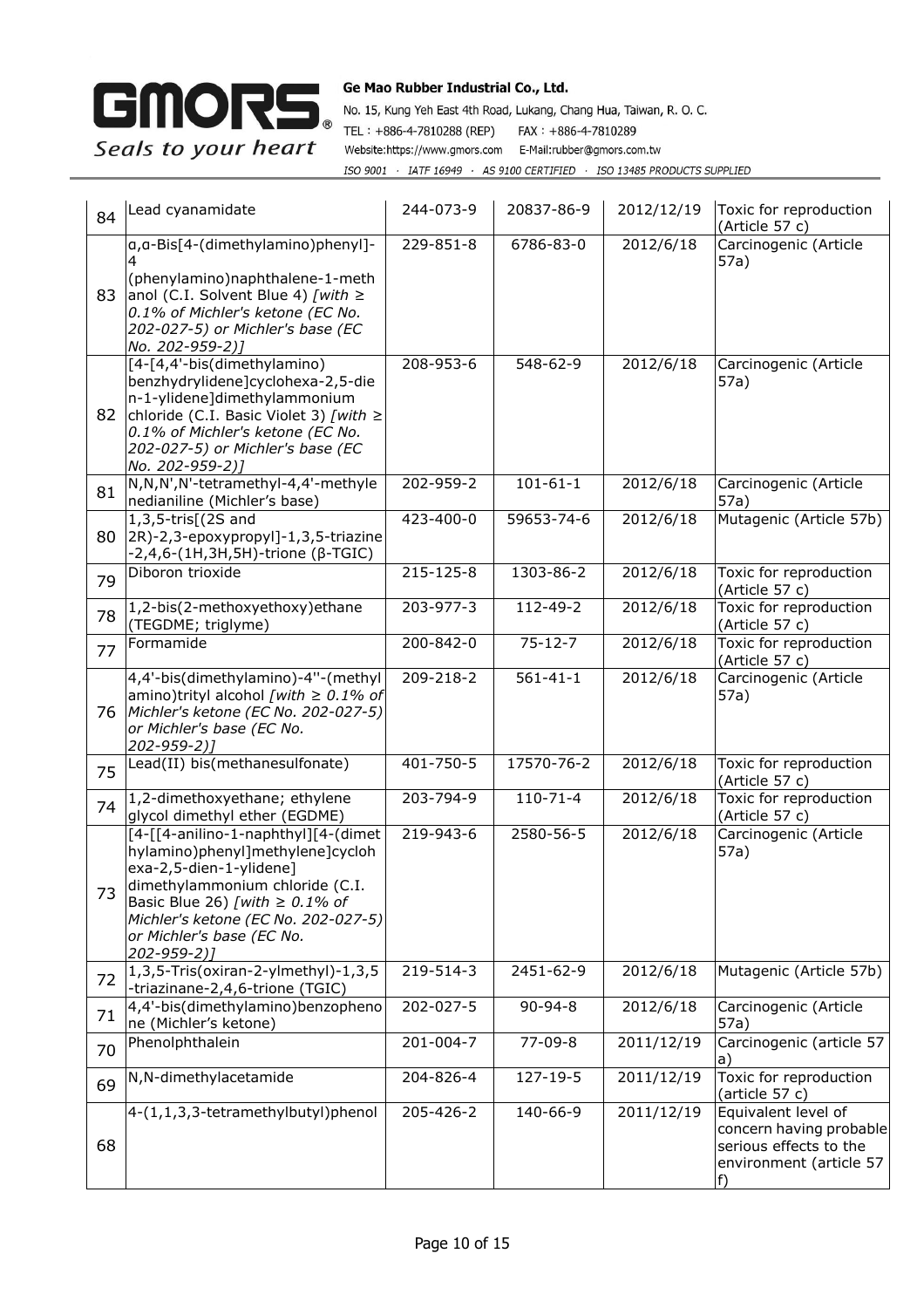| 84 | Lead cyanamidate | 244-073-9 | 20837-86-9 | 2012/12/19 | Toxic for reproduction (Article 57 c) |
|---|---|---|---|---|---|
| 83 | α,α-Bis[4-(dimethylamino)phenyl]-4 (phenylamino)naphthalene-1-methanol (C.I. Solvent Blue 4) *[with ≥ 0.1% of Michler's ketone (EC No. 202-027-5) or Michler's base (EC No. 202-959-2)]* | 229-851-8 | 6786-83-0 | 2012/6/18 | Carcinogenic (Article 57a) |
| 82 | [4-[4,4'-bis(dimethylamino) benzhydrylidene]cyclohexa-2,5-dien-1-ylidene]dimethylammonium chloride (C.I. Basic Violet 3) *[with ≥ 0.1% of Michler's ketone (EC No. 202-027-5) or Michler's base (EC No. 202-959-2)]* | 208-953-6 | 548-62-9 | 2012/6/18 | Carcinogenic (Article 57a) |
| 81 | N,N,N',N'-tetramethyl-4,4'-methylenedianiline (Michler's base) | 202-959-2 | 101-61-1 | 2012/6/18 | Carcinogenic (Article 57a) |
| 80 | 1,3,5-tris[(2S and 2R)-2,3-epoxypropyl]-1,3,5-triazine-2,4,6-(1H,3H,5H)-trione (β-TGIC) | 423-400-0 | 59653-74-6 | 2012/6/18 | Mutagenic (Article 57b) |
| 79 | Diboron trioxide | 215-125-8 | 1303-86-2 | 2012/6/18 | Toxic for reproduction (Article 57 c) |
| 78 | 1,2-bis(2-methoxyethoxy)ethane (TEGDME; triglyme) | 203-977-3 | 112-49-2 | 2012/6/18 | Toxic for reproduction (Article 57 c) |
| 77 | Formamide | 200-842-0 | 75-12-7 | 2012/6/18 | Toxic for reproduction (Article 57 c) |
| 76 | 4,4'-bis(dimethylamino)-4''-(methylamino)trityl alcohol *[with ≥ 0.1% of Michler's ketone (EC No. 202-027-5) or Michler's base (EC No. 202-959-2)]* | 209-218-2 | 561-41-1 | 2012/6/18 | Carcinogenic (Article 57a) |
| 75 | Lead(II) bis(methanesulfonate) | 401-750-5 | 17570-76-2 | 2012/6/18 | Toxic for reproduction (Article 57 c) |
| 74 | 1,2-dimethoxyethane; ethylene glycol dimethyl ether (EGDME) | 203-794-9 | 110-71-4 | 2012/6/18 | Toxic for reproduction (Article 57 c) |
| 73 | [4-[[4-anilino-1-naphthyl][4-(dimethylamino)phenyl]methylene]cyclohexa-2,5-dien-1-ylidene] dimethylammonium chloride (C.I. Basic Blue 26) *[with ≥ 0.1% of Michler's ketone (EC No. 202-027-5) or Michler's base (EC No. 202-959-2)]* | 219-943-6 | 2580-56-5 | 2012/6/18 | Carcinogenic (Article 57a) |
| 72 | 1,3,5-Tris(oxiran-2-ylmethyl)-1,3,5-triazinane-2,4,6-trione (TGIC) | 219-514-3 | 2451-62-9 | 2012/6/18 | Mutagenic (Article 57b) |
| 71 | 4,4'-bis(dimethylamino)benzophenone (Michler's ketone) | 202-027-5 | 90-94-8 | 2012/6/18 | Carcinogenic (Article 57a) |
| 70 | Phenolphthalein | 201-004-7 | 77-09-8 | 2011/12/19 | Carcinogenic (article 57 a) |
| 69 | N,N-dimethylacetamide | 204-826-4 | 127-19-5 | 2011/12/19 | Toxic for reproduction (article 57 c) |
| 68 | 4-(1,1,3,3-tetramethylbutyl)phenol | 205-426-2 | 140-66-9 | 2011/12/19 | Equivalent level of concern having probable serious effects to the environment (article 57 f) |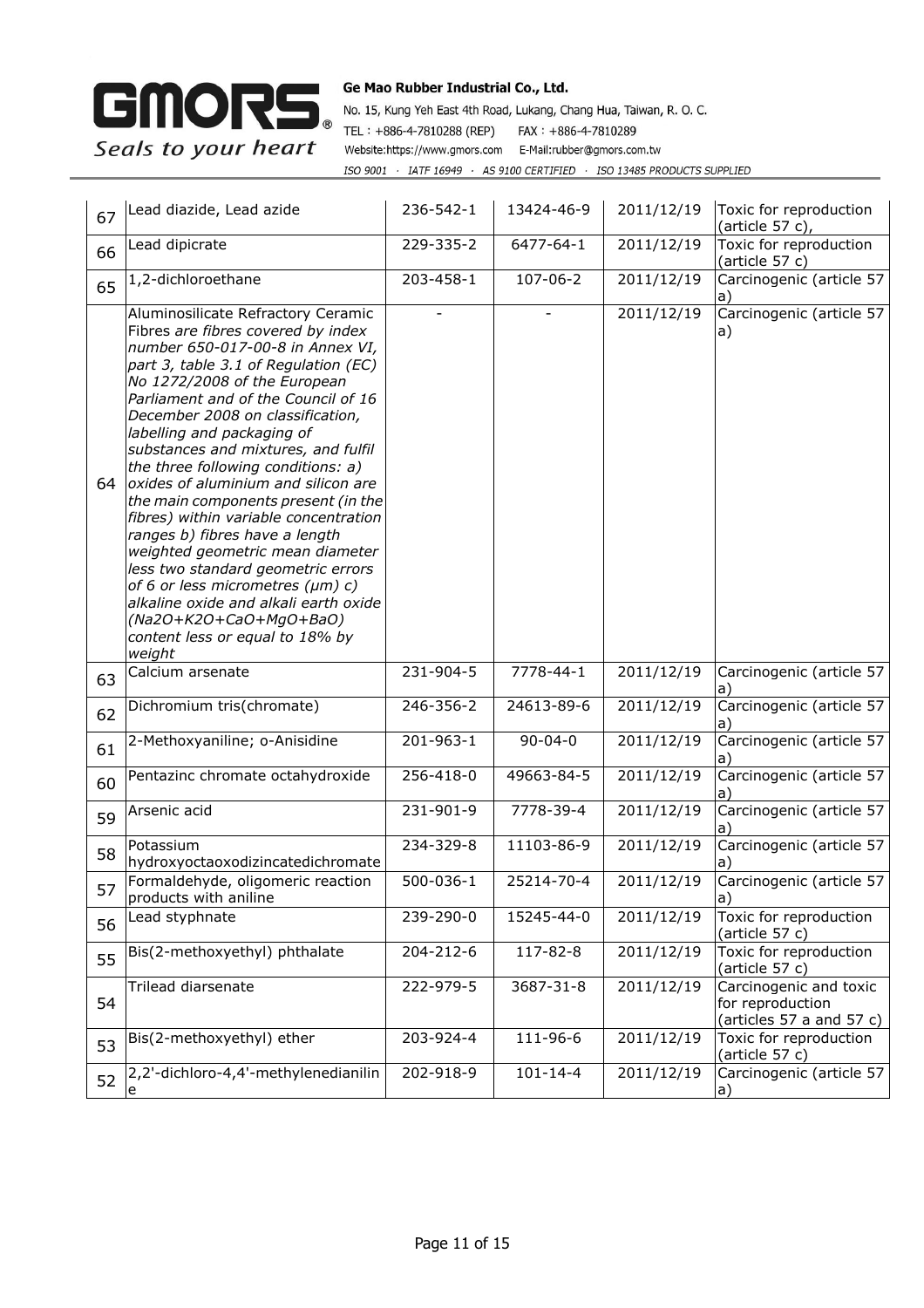| 67 | Lead diazide, Lead azide | 236-542-1 | 13424-46-9 | 2011/12/19 | Toxic for reproduction (article 57 c), |
|---|---|---|---|---|---|
| 66 | Lead dipicrate | 229-335-2 | 6477-64-1 | 2011/12/19 | Toxic for reproduction (article 57 c) |
| 65 | 1,2-dichloroethane | 203-458-1 | 107-06-2 | 2011/12/19 | Carcinogenic (article 57 a) |
| 64 | Aluminosilicate Refractory Ceramic Fibres *are fibres covered by index number 650-017-00-8 in Annex VI, part 3, table 3.1 of Regulation (EC) No 1272/2008 of the European Parliament and of the Council of 16 December 2008 on classification, labelling and packaging of substances and mixtures, and fulfil the three following conditions: a) oxides of aluminium and silicon are the main components present (in the fibres) within variable concentration ranges b) fibres have a length weighted geometric mean diameter less two standard geometric errors of 6 or less micrometres (μm) c) alkaline oxide and alkali earth oxide ($Na_2O$+$K_2O$+CaO+MgO+BaO) content less or equal to 18% by weight* | - | - | 2011/12/19 | Carcinogenic (article 57 a) |
| 63 | Calcium arsenate | 231-904-5 | 7778-44-1 | 2011/12/19 | Carcinogenic (article 57 a) |
| 62 | Dichromium tris(chromate) | 246-356-2 | 24613-89-6 | 2011/12/19 | Carcinogenic (article 57 a) |
| 61 | 2-Methoxyaniline; o-Anisidine | 201-963-1 | 90-04-0 | 2011/12/19 | Carcinogenic (article 57 a) |
| 60 | Pentazinc chromate octahydroxide | 256-418-0 | 49663-84-5 | 2011/12/19 | Carcinogenic (article 57 a) |
| 59 | Arsenic acid | 231-901-9 | 7778-39-4 | 2011/12/19 | Carcinogenic (article 57 a) |
| 58 | Potassium hydroxyoctaoxodizincatedichromate | 234-329-8 | 11103-86-9 | 2011/12/19 | Carcinogenic (article 57 a) |
| 57 | Formaldehyde, oligomeric reaction products with aniline | 500-036-1 | 25214-70-4 | 2011/12/19 | Carcinogenic (article 57 a) |
| 56 | Lead styphnate | 239-290-0 | 15245-44-0 | 2011/12/19 | Toxic for reproduction (article 57 c) |
| 55 | Bis(2-methoxyethyl) phthalate | 204-212-6 | 117-82-8 | 2011/12/19 | Toxic for reproduction (article 57 c) |
| 54 | Trilead diarsenate | 222-979-5 | 3687-31-8 | 2011/12/19 | Carcinogenic and toxic for reproduction (articles 57 a and 57 c) |
| 53 | Bis(2-methoxyethyl) ether | 203-924-4 | 111-96-6 | 2011/12/19 | Toxic for reproduction (article 57 c) |
| 52 | 2,2'-dichloro-4,4'-methylenedianiline | 202-918-9 | 101-14-4 | 2011/12/19 | Carcinogenic (article 57 a) |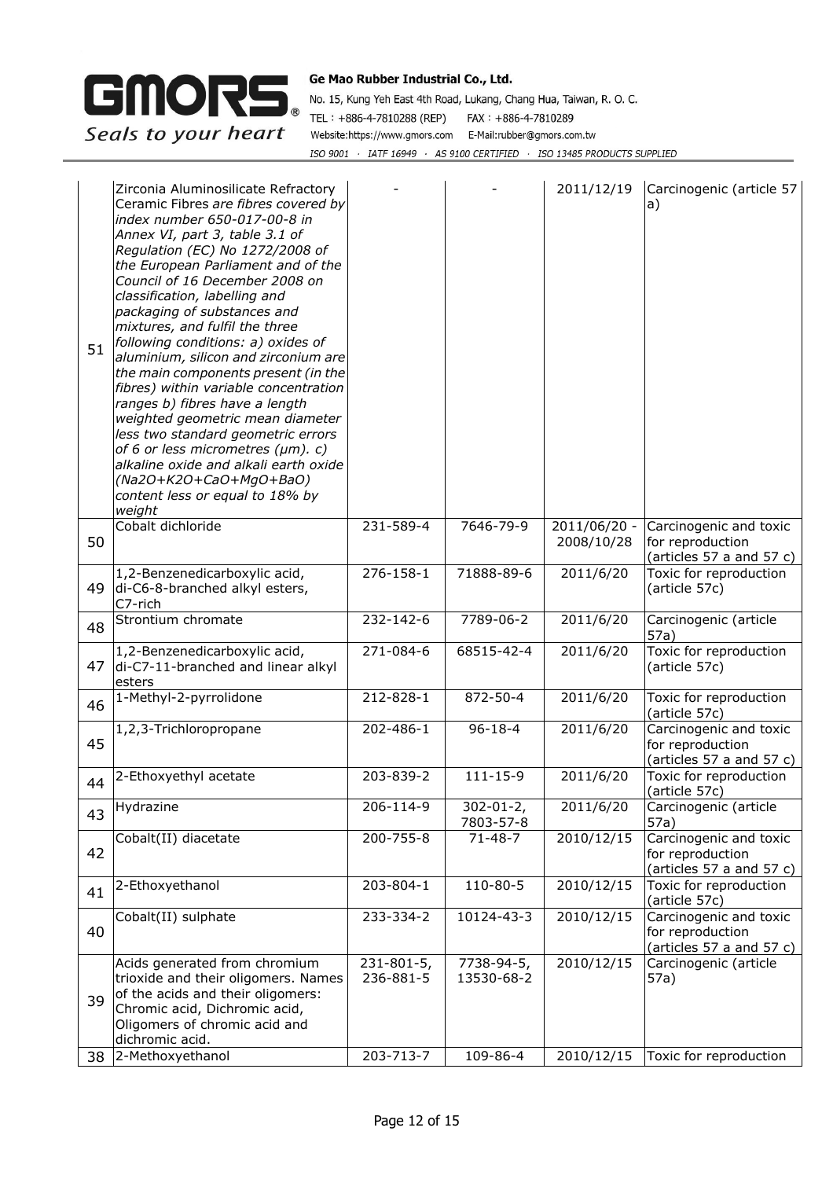| | | | | | |
|---|---|---|---|---|---|
| 51 | Zirconia Aluminosilicate Refractory Ceramic Fibres *are fibres covered by index number 650-017-00-8 in Annex VI, part 3, table 3.1 of Regulation (EC) No 1272/2008 of the European Parliament and of the Council of 16 December 2008 on classification, labelling and packaging of substances and mixtures, and fulfil the three following conditions: a) oxides of aluminium, silicon and zirconium are the main components present (in the fibres) within variable concentration ranges b) fibres have a length weighted geometric mean diameter less two standard geometric errors of 6 or less micrometres (μm). c) alkaline oxide and alkali earth oxide ($Na_2O$+$K_2O$+CaO+MgO+BaO) content less or equal to 18% by weight* | - | - | 2011/12/19 | Carcinogenic (article 57 a) |
| 50 | Cobalt dichloride | 231-589-4 | 7646-79-9 | 2011/06/20 - 2008/10/28 | Carcinogenic and toxic for reproduction (articles 57 a and 57 c) |
| 49 | 1,2-Benzenedicarboxylic acid, di-C6-8-branched alkyl esters, C7-rich | 276-158-1 | 71888-89-6 | 2011/6/20 | Toxic for reproduction (article 57c) |
| 48 | Strontium chromate | 232-142-6 | 7789-06-2 | 2011/6/20 | Carcinogenic (article 57a) |
| 47 | 1,2-Benzenedicarboxylic acid, di-C7-11-branched and linear alkyl esters | 271-084-6 | 68515-42-4 | 2011/6/20 | Toxic for reproduction (article 57c) |
| 46 | 1-Methyl-2-pyrrolidone | 212-828-1 | 872-50-4 | 2011/6/20 | Toxic for reproduction (article 57c) |
| 45 | 1,2,3-Trichloropropane | 202-486-1 | 96-18-4 | 2011/6/20 | Carcinogenic and toxic for reproduction (articles 57 a and 57 c) |
| 44 | 2-Ethoxyethyl acetate | 203-839-2 | 111-15-9 | 2011/6/20 | Toxic for reproduction (article 57c) |
| 43 | Hydrazine | 206-114-9 | 302-01-2, 7803-57-8 | 2011/6/20 | Carcinogenic (article 57a) |
| 42 | Cobalt(II) diacetate | 200-755-8 | 71-48-7 | 2010/12/15 | Carcinogenic and toxic for reproduction (articles 57 a and 57 c) |
| 41 | 2-Ethoxyethanol | 203-804-1 | 110-80-5 | 2010/12/15 | Toxic for reproduction (article 57c) |
| 40 | Cobalt(II) sulphate | 233-334-2 | 10124-43-3 | 2010/12/15 | Carcinogenic and toxic for reproduction (articles 57 a and 57 c) |
| 39 | Acids generated from chromium trioxide and their oligomers. Names of the acids and their oligomers: Chromic acid, Dichromic acid, Oligomers of chromic acid and dichromic acid. | 231-801-5, 236-881-5 | 7738-94-5, 13530-68-2 | 2010/12/15 | Carcinogenic (article 57a) |
| 38 | 2-Methoxyethanol | 203-713-7 | 109-86-4 | 2010/12/15 | Toxic for reproduction |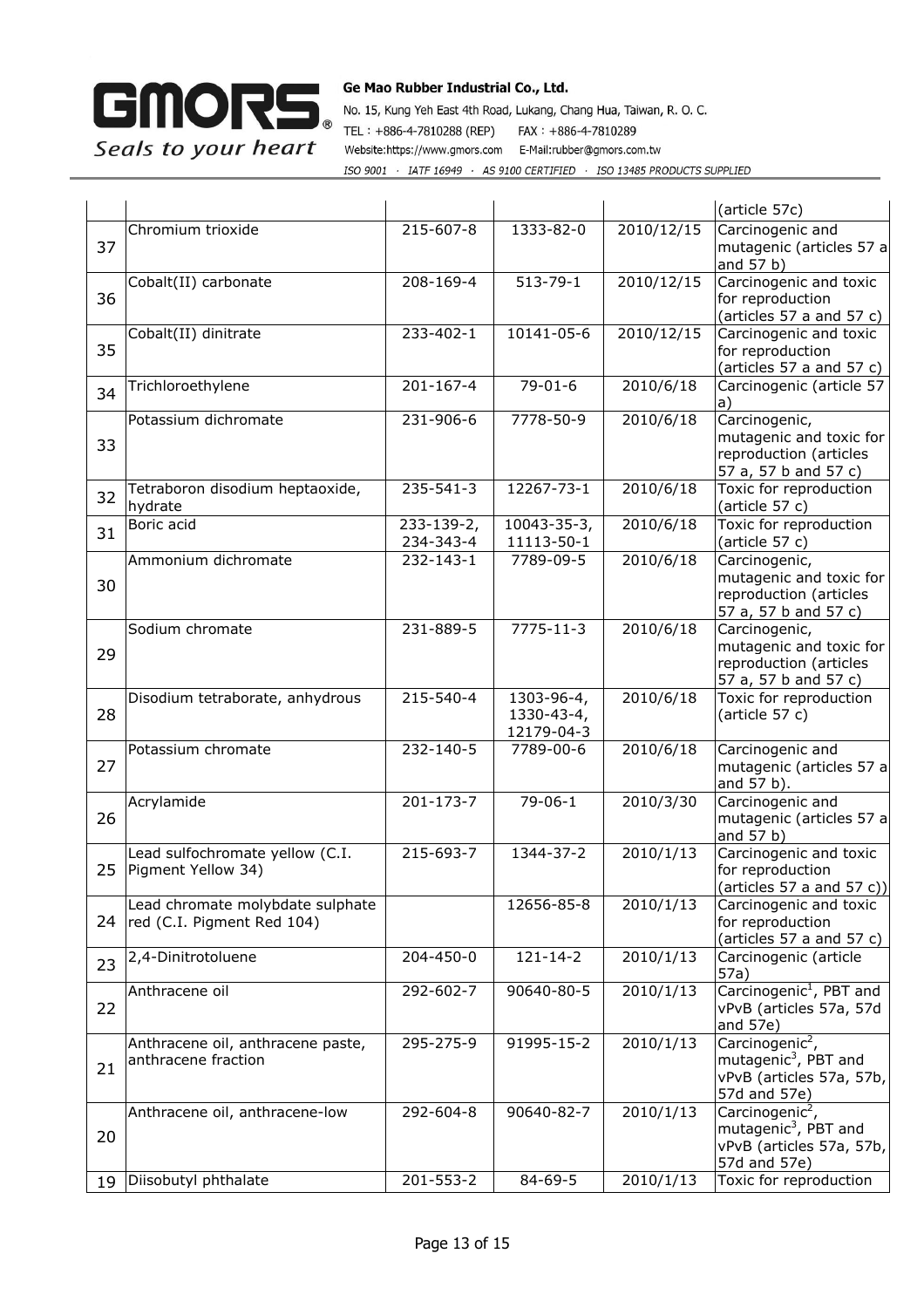| | | | | | |
|---|---|---|---|---|---|
| | | | | | (article 57c) |
| 37 | Chromium trioxide | 215-607-8 | 1333-82-0 | 2010/12/15 | Carcinogenic and mutagenic (articles 57 a and 57 b) |
| 36 | Cobalt(II) carbonate | 208-169-4 | 513-79-1 | 2010/12/15 | Carcinogenic and toxic for reproduction (articles 57 a and 57 c) |
| 35 | Cobalt(II) dinitrate | 233-402-1 | 10141-05-6 | 2010/12/15 | Carcinogenic and toxic for reproduction (articles 57 a and 57 c) |
| 34 | Trichloroethylene | 201-167-4 | 79-01-6 | 2010/6/18 | Carcinogenic (article 57 a) |
| 33 | Potassium dichromate | 231-906-6 | 7778-50-9 | 2010/6/18 | Carcinogenic, mutagenic and toxic for reproduction (articles 57 a, 57 b and 57 c) |
| 32 | Tetraboron disodium heptaoxide, hydrate | 235-541-3 | 12267-73-1 | 2010/6/18 | Toxic for reproduction (article 57 c) |
| 31 | Boric acid | 233-139-2, 234-343-4 | 10043-35-3, 11113-50-1 | 2010/6/18 | Toxic for reproduction (article 57 c) |
| 30 | Ammonium dichromate | 232-143-1 | 7789-09-5 | 2010/6/18 | Carcinogenic, mutagenic and toxic for reproduction (articles 57 a, 57 b and 57 c) |
| 29 | Sodium chromate | 231-889-5 | 7775-11-3 | 2010/6/18 | Carcinogenic, mutagenic and toxic for reproduction (articles 57 a, 57 b and 57 c) |
| 28 | Disodium tetraborate, anhydrous | 215-540-4 | 1303-96-4, 1330-43-4, 12179-04-3 | 2010/6/18 | Toxic for reproduction (article 57 c) |
| 27 | Potassium chromate | 232-140-5 | 7789-00-6 | 2010/6/18 | Carcinogenic and mutagenic (articles 57 a and 57 b). |
| 26 | Acrylamide | 201-173-7 | 79-06-1 | 2010/3/30 | Carcinogenic and mutagenic (articles 57 a and 57 b) |
| 25 | Lead sulfochromate yellow (C.I. Pigment Yellow 34) | 215-693-7 | 1344-37-2 | 2010/1/13 | Carcinogenic and toxic for reproduction (articles 57 a and 57 c)) |
| 24 | Lead chromate molybdate sulphate red (C.I. Pigment Red 104) | | 12656-85-8 | 2010/1/13 | Carcinogenic and toxic for reproduction (articles 57 a and 57 c) |
| 23 | 2,4-Dinitrotoluene | 204-450-0 | 121-14-2 | 2010/1/13 | Carcinogenic (article 57a) |
| 22 | Anthracene oil | 292-602-7 | 90640-80-5 | 2010/1/13 | Carcinogenic[1], PBT and vPvB (articles 57a, 57d and 57e) |
| 21 | Anthracene oil, anthracene paste, anthracene fraction | 295-275-9 | 91995-15-2 | 2010/1/13 | Carcinogenic[2], mutagenic[3], PBT and vPvB (articles 57a, 57b, 57d and 57e) |
| 20 | Anthracene oil, anthracene-low | 292-604-8 | 90640-82-7 | 2010/1/13 | Carcinogenic[2], mutagenic[3], PBT and vPvB (articles 57a, 57b, 57d and 57e) |
| 19 | Diisobutyl phthalate | 201-553-2 | 84-69-5 | 2010/1/13 | Toxic for reproduction |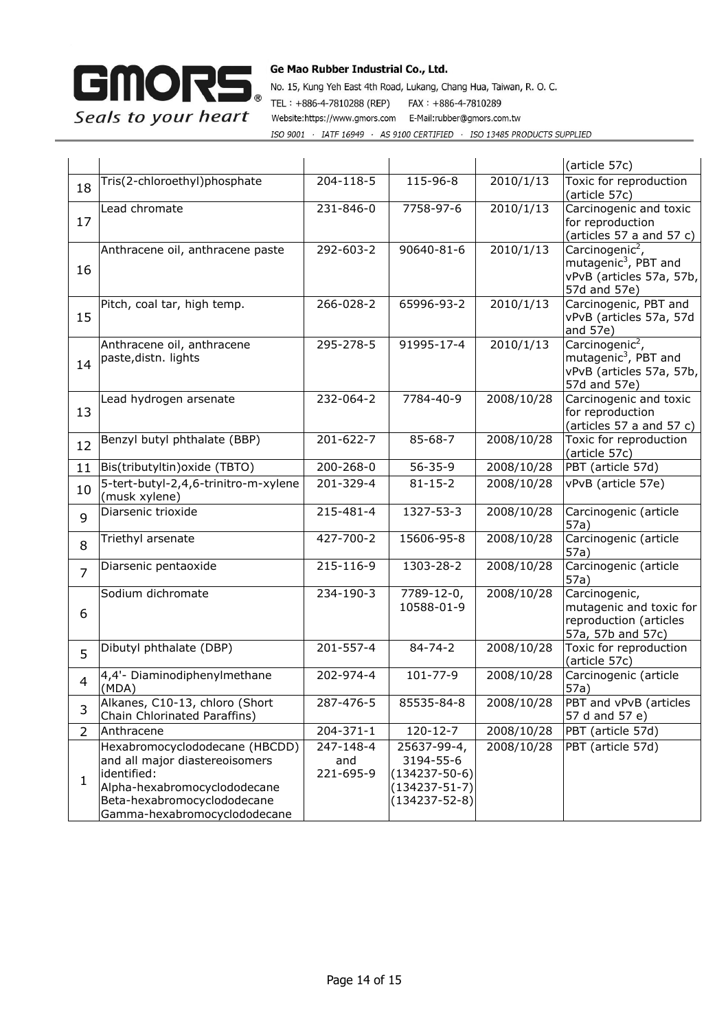|  |  |  |  |  | (article 57c) |
|---|---|---|---|---|---|
| 18 | Tris(2-chloroethyl)phosphate | 204-118-5 | 115-96-8 | 2010/1/13 | Toxic for reproduction (article 57c) |
| 17 | Lead chromate | 231-846-0 | 7758-97-6 | 2010/1/13 | Carcinogenic and toxic for reproduction (articles 57 a and 57 c) |
| 16 | Anthracene oil, anthracene paste | 292-603-2 | 90640-81-6 | 2010/1/13 | Carcinogenic[2], mutagenic[3], PBT and vPvB (articles 57a, 57b, 57d and 57e) |
| 15 | Pitch, coal tar, high temp. | 266-028-2 | 65996-93-2 | 2010/1/13 | Carcinogenic, PBT and vPvB (articles 57a, 57d and 57e) |
| 14 | Anthracene oil, anthracene paste,distn. lights | 295-278-5 | 91995-17-4 | 2010/1/13 | Carcinogenic[2], mutagenic[3], PBT and vPvB (articles 57a, 57b, 57d and 57e) |
| 13 | Lead hydrogen arsenate | 232-064-2 | 7784-40-9 | 2008/10/28 | Carcinogenic and toxic for reproduction (articles 57 a and 57 c) |
| 12 | Benzyl butyl phthalate (BBP) | 201-622-7 | 85-68-7 | 2008/10/28 | Toxic for reproduction (article 57c) |
| 11 | Bis(tributyltin)oxide (TBTO) | 200-268-0 | 56-35-9 | 2008/10/28 | PBT (article 57d) |
| 10 | 5-tert-butyl-2,4,6-trinitro-m-xylene (musk xylene) | 201-329-4 | 81-15-2 | 2008/10/28 | vPvB (article 57e) |
| 9 | Diarsenic trioxide | 215-481-4 | 1327-53-3 | 2008/10/28 | Carcinogenic (article 57a) |
| 8 | Triethyl arsenate | 427-700-2 | 15606-95-8 | 2008/10/28 | Carcinogenic (article 57a) |
| 7 | Diarsenic pentaoxide | 215-116-9 | 1303-28-2 | 2008/10/28 | Carcinogenic (article 57a) |
| 6 | Sodium dichromate | 234-190-3 | 7789-12-0, 10588-01-9 | 2008/10/28 | Carcinogenic, mutagenic and toxic for reproduction (articles 57a, 57b and 57c) |
| 5 | Dibutyl phthalate (DBP) | 201-557-4 | 84-74-2 | 2008/10/28 | Toxic for reproduction (article 57c) |
| 4 | 4,4'- Diaminodiphenylmethane (MDA) | 202-974-4 | 101-77-9 | 2008/10/28 | Carcinogenic (article 57a) |
| 3 | Alkanes, C10-13, chloro (Short Chain Chlorinated Paraffins) | 287-476-5 | 85535-84-8 | 2008/10/28 | PBT and vPvB (articles 57 d and 57 e) |
| 2 | Anthracene | 204-371-1 | 120-12-7 | 2008/10/28 | PBT (article 57d) |
| 1 | Hexabromocyclododecane (HBCDD) and all major diastereoisomers identified: Alpha-hexabromocyclododecane Beta-hexabromocyclododecane Gamma-hexabromocyclododecane | 247-148-4 and 221-695-9 | 25637-99-4, 3194-55-6 (134237-50-6) (134237-51-7) (134237-52-8) | 2008/10/28 | PBT (article 57d) |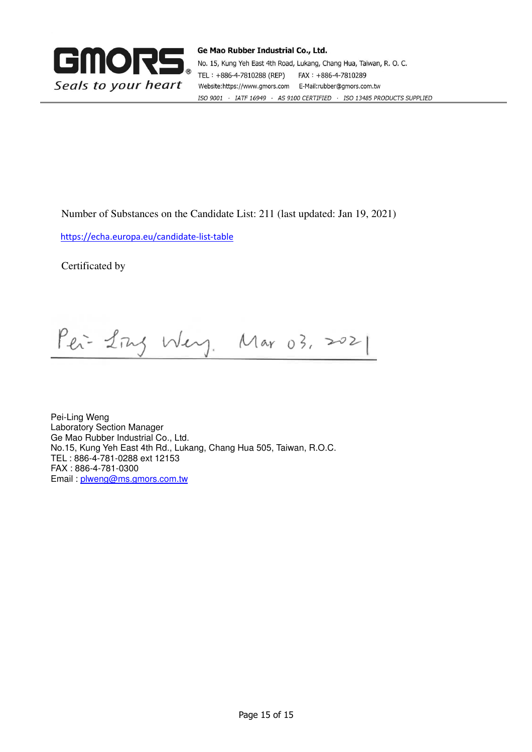Number of Substances on the Candidate List: 211 (last updated: Jan 19, 2021)

https://echa.europa.eu/candidate-list-table

Certificated by

Pei-Ling Weng. Mar 03, 2021

Pei-Ling Weng
Laboratory Section Manager
Ge Mao Rubber Industrial Co., Ltd.
No.15, Kung Yeh East 4th Rd., Lukang, Chang Hua 505, Taiwan, R.O.C.
TEL : 886-4-781-0288 ext 12153
FAX : 886-4-781-0300
Email : plweng@ms.gmors.com.tw